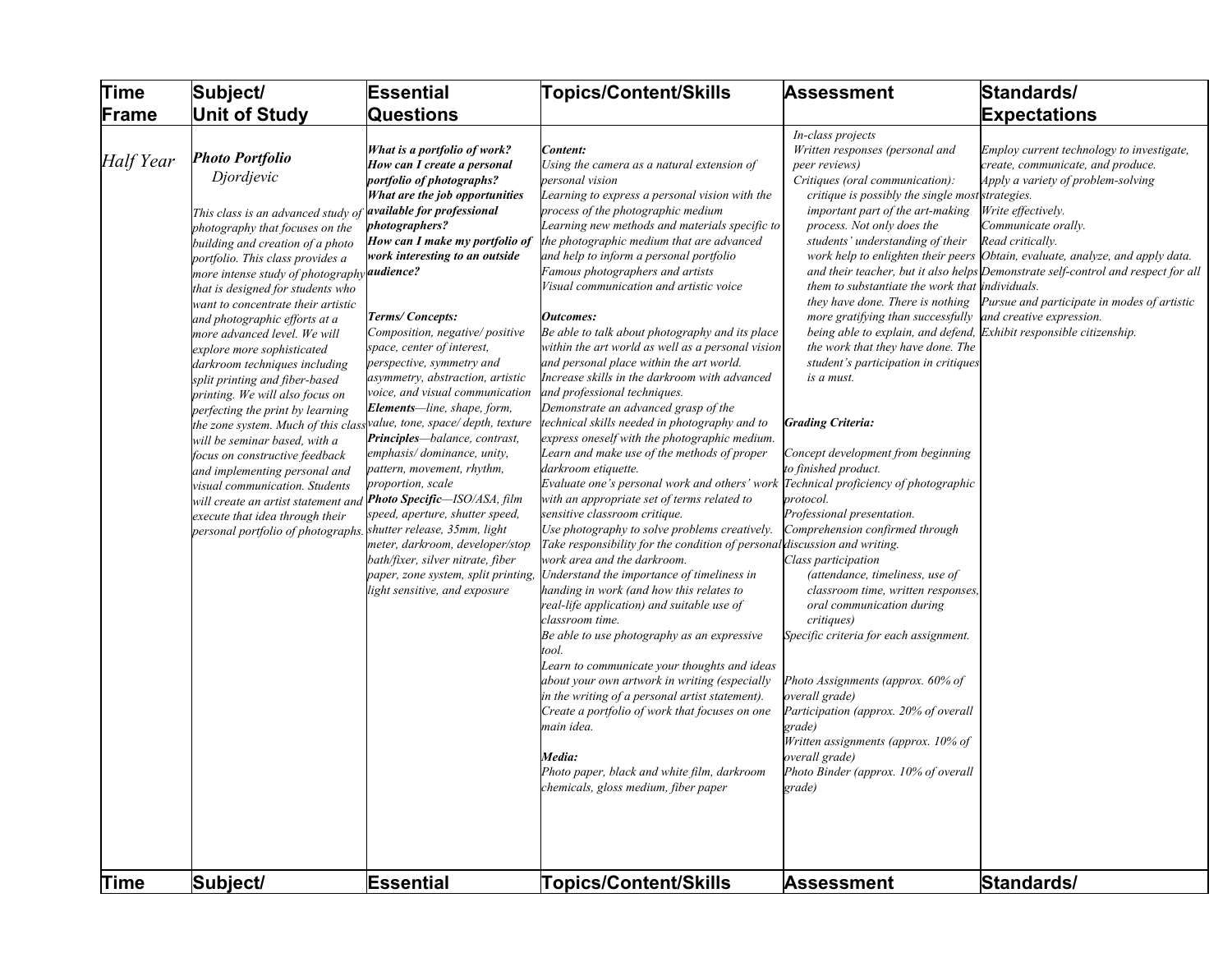| Time Frame | Subject/ Unit of Study | Essential Questions | Topics/Content/Skills | Assessment | Standards/ Expectations |
|---|---|---|---|---|---|
| *Half Year* | ***Photo Portfolio***<br>*Djordjevic*<br><br>*This class is an advanced study of photography that focuses on the building and creation of a photo portfolio. This class provides a more intense study of photography that is designed for students who want to concentrate their artistic and photographic efforts at a more advanced level. We will explore more sophisticated darkroom techniques including split printing and fiber-based printing. We will also focus on perfecting the print by learning the zone system. Much of this class will be seminar based, with a focus on constructive feedback and implementing personal and visual communication. Students will create an artist statement and execute that idea through their personal portfolio of photographs.* | ***What is a portfolio of work?***<br>***How can I create a personal portfolio of photographs?***<br>***What are the job opportunities available for professional photographers?***<br>***How can I make my portfolio of work interesting to an outside audience?***<br><br>***Terms/ Concepts:***<br>*Composition, negative/ positive space, center of interest, perspective, symmetry and asymmetry, abstraction, artistic voice, and visual communication*<br>***Elements****—line, shape, form, value, tone, space/ depth, texture*<br>***Principles****—balance, contrast, emphasis/ dominance, unity, pattern, movement, rhythm, proportion, scale*<br>***Photo Specific****—ISO/ASA, film speed, aperture, shutter speed, shutter release, 35mm, light meter, darkroom, developer/stop bath/fixer, silver nitrate, fiber paper, zone system, split printing, light sensitive, and exposure* | ***Content:***<br>*Using the camera as a natural extension of personal vision*<br>*Learning to express a personal vision with the process of the photographic medium*<br>*Learning new methods and materials specific to the photographic medium that are advanced and help to inform a personal portfolio*<br>*Famous photographers and artists*<br>*Visual communication and artistic voice*<br><br>***Outcomes:***<br>*Be able to talk about photography and its place within the art world as well as a personal vision and personal place within the art world.*<br>*Increase skills in the darkroom with advanced and professional techniques.*<br>*Demonstrate an advanced grasp of the technical skills needed in photography and to express oneself with the photographic medium.*<br>*Learn and make use of the methods of proper darkroom etiquette.*<br>*Evaluate one's personal work and others' work with an appropriate set of terms related to sensitive classroom critique.*<br>*Use photography to solve problems creatively.*<br>*Take responsibility for the condition of personal work area and the darkroom.*<br>*Understand the importance of timeliness in handing in work (and how this relates to real-life application) and suitable use of classroom time.*<br>*Be able to use photography as an expressive tool.*<br>*Learn to communicate your thoughts and ideas about your own artwork in writing (especially in the writing of a personal artist statement).*<br>*Create a portfolio of work that focuses on one main idea.*<br><br>***Media:***<br>*Photo paper, black and white film, darkroom chemicals, gloss medium, fiber paper* | *In-class projects*<br>*Written responses (personal and peer reviews)*<br>*Critiques (oral communication): critique is possibly the single most important part of the art-making process. Not only does the students' understanding of their work help to enlighten their peers and their teacher, but it also helps them to substantiate the work that they have done. There is nothing more gratifying than successfully being able to explain, and defend, the work that they have done. The student's participation in critiques is a must.*<br><br>***Grading Criteria:***<br>*Concept development from beginning to finished product.*<br>*Technical proficiency of photographic protocol.*<br>*Professional presentation.*<br>*Comprehension confirmed through discussion and writing.*<br>*Class participation (attendance, timeliness, use of classroom time, written responses, oral communication during critiques)*<br>*Specific criteria for each assignment.*<br><br>*Photo Assignments (approx. 60% of overall grade)*<br>*Participation (approx. 20% of overall grade)*<br>*Written assignments (approx. 10% of overall grade)*<br>*Photo Binder (approx. 10% of overall grade)* | *Employ current technology to investigate, create, communicate, and produce.*<br>*Apply a variety of problem-solving strategies.*<br>*Write effectively.*<br>*Communicate orally.*<br>*Read critically.*<br>*Obtain, evaluate, analyze, and apply data.*<br>*Demonstrate self-control and respect for all individuals.*<br>*Pursue and participate in modes of artistic and creative expression.*<br>*Exhibit responsible citizenship.* |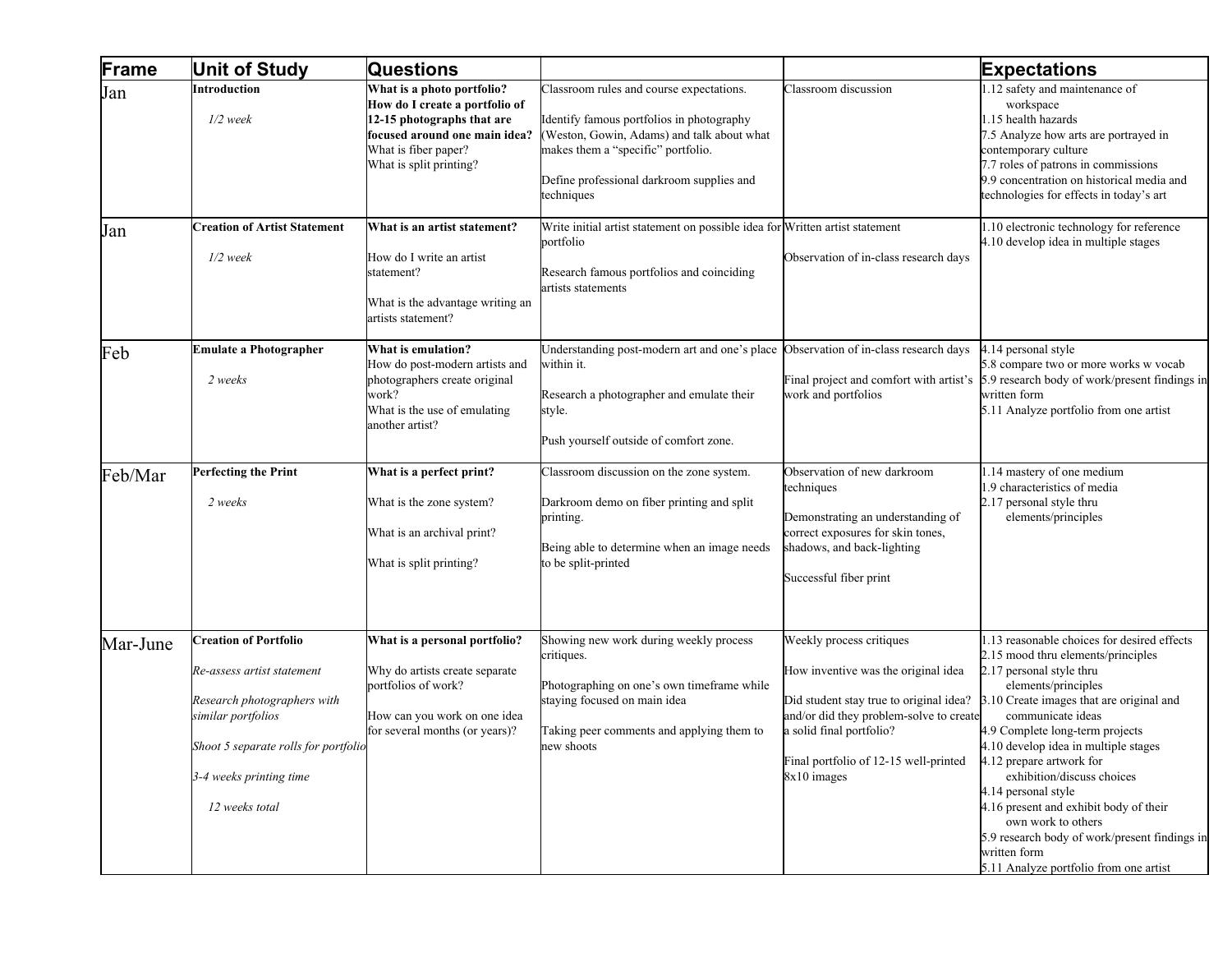| Frame | Unit of Study | Questions | | | Expectations |
|---|---|---|---|---|---|
| Jan | **Introduction**<br><br>*1/2 week* | **What is a photo portfolio? How do I create a portfolio of 12-15 photographs that are focused around one main idea?**<br>What is fiber paper?<br>What is split printing? | Classroom rules and course expectations.<br><br>Identify famous portfolios in photography (Weston, Gowin, Adams) and talk about what makes them a "specific" portfolio.<br><br>Define professional darkroom supplies and techniques | Classroom discussion | 1.12 safety and maintenance of workspace<br>1.15 health hazards<br>7.5 Analyze how arts are portrayed in contemporary culture<br>7.7 roles of patrons in commissions<br>9.9 concentration on historical media and technologies for effects in today's art |
| Jan | **Creation of Artist Statement**<br><br>*1/2 week* | **What is an artist statement?**<br><br>How do I write an artist statement?<br><br>What is the advantage writing an artists statement? | Write initial artist statement on possible idea for portfolio<br><br>Research famous portfolios and coinciding artists statements | Written artist statement<br><br>Observation of in-class research days | 1.10 electronic technology for reference<br>4.10 develop idea in multiple stages |
| Feb | **Emulate a Photographer**<br><br>*2 weeks* | **What is emulation?**<br>How do post-modern artists and photographers create original work?<br>What is the use of emulating another artist? | Understanding post-modern art and one's place within it.<br><br>Research a photographer and emulate their style.<br><br>Push yourself outside of comfort zone. | Observation of in-class research days<br><br>Final project and comfort with artist's work and portfolios | 4.14 personal style<br>5.8 compare two or more works w vocab<br>5.9 research body of work/present findings in written form<br>5.11 Analyze portfolio from one artist |
| Feb/Mar | **Perfecting the Print**<br><br>*2 weeks* | **What is a perfect print?**<br><br>What is the zone system?<br><br>What is an archival print?<br><br>What is split printing? | Classroom discussion on the zone system.<br><br>Darkroom demo on fiber printing and split printing.<br><br>Being able to determine when an image needs to be split-printed | Observation of new darkroom techniques<br><br>Demonstrating an understanding of correct exposures for skin tones, shadows, and back-lighting<br><br>Successful fiber print | 1.14 mastery of one medium<br>1.9 characteristics of media<br>2.17 personal style thru elements/principles |
| Mar-June | **Creation of Portfolio**<br><br>*Re-assess artist statement*<br><br>*Research photographers with similar portfolios*<br><br>*Shoot 5 separate rolls for portfolio*<br><br>*3-4 weeks printing time*<br><br>*12 weeks total* | **What is a personal portfolio?**<br><br>Why do artists create separate portfolios of work?<br><br>How can you work on one idea for several months (or years)? | Showing new work during weekly process critiques.<br><br>Photographing on one's own timeframe while staying focused on main idea<br><br>Taking peer comments and applying them to new shoots | Weekly process critiques<br><br>How inventive was the original idea<br><br>Did student stay true to original idea? and/or did they problem-solve to create a solid final portfolio?<br><br>Final portfolio of 12-15 well-printed 8x10 images | 1.13 reasonable choices for desired effects<br>2.15 mood thru elements/principles<br>2.17 personal style thru elements/principles<br>3.10 Create images that are original and communicate ideas<br>4.9 Complete long-term projects<br>4.10 develop idea in multiple stages<br>4.12 prepare artwork for exhibition/discuss choices<br>4.14 personal style<br>4.16 present and exhibit body of their own work to others<br>5.9 research body of work/present findings in written form<br>5.11 Analyze portfolio from one artist |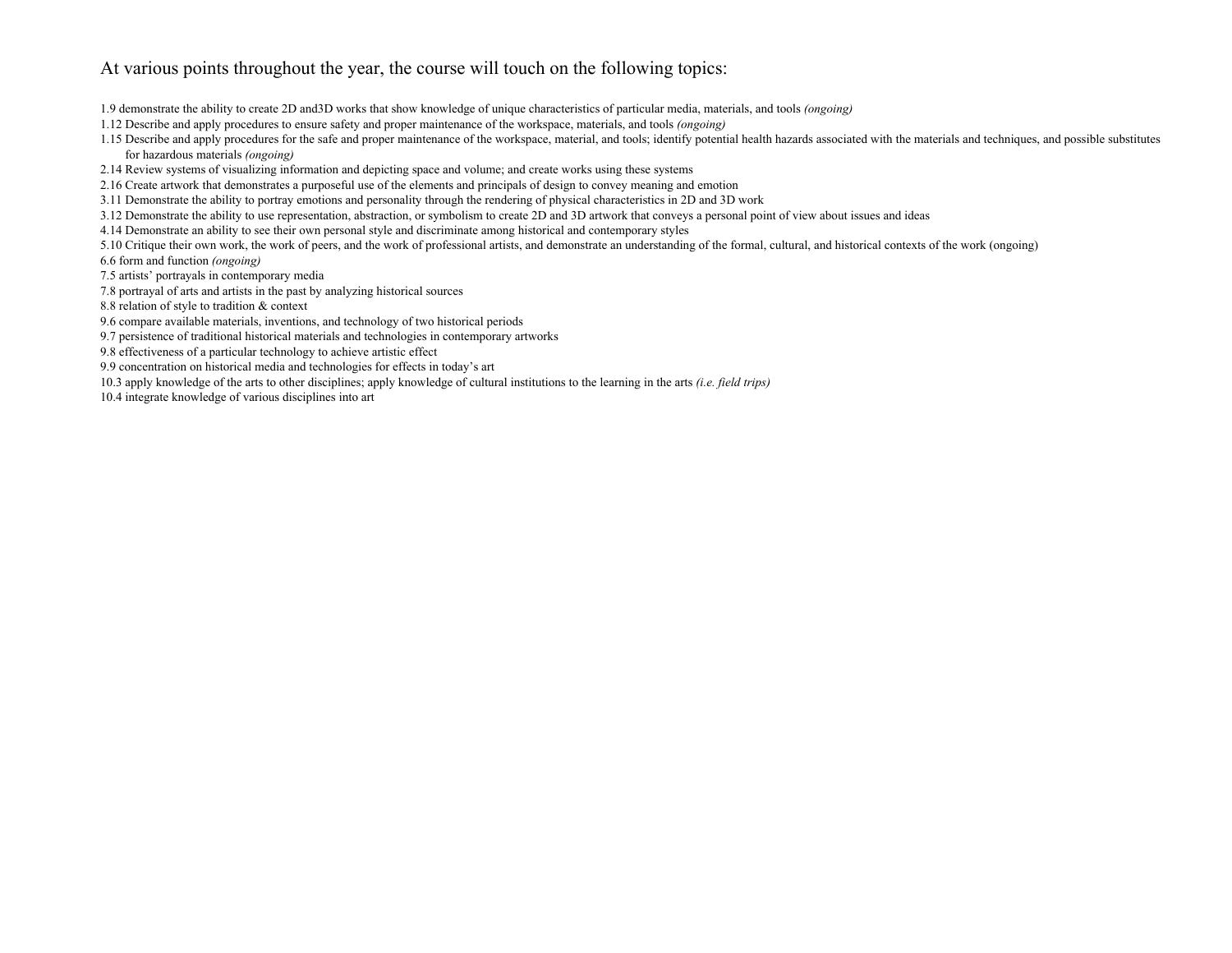At various points throughout the year, the course will touch on the following topics:

1.9 demonstrate the ability to create 2D and3D works that show knowledge of unique characteristics of particular media, materials, and tools *(ongoing)*
1.12 Describe and apply procedures to ensure safety and proper maintenance of the workspace, materials, and tools *(ongoing)*
1.15 Describe and apply procedures for the safe and proper maintenance of the workspace, material, and tools; identify potential health hazards associated with the materials and techniques, and possible substitutes for hazardous materials *(ongoing)*
2.14 Review systems of visualizing information and depicting space and volume; and create works using these systems
2.16 Create artwork that demonstrates a purposeful use of the elements and principals of design to convey meaning and emotion
3.11 Demonstrate the ability to portray emotions and personality through the rendering of physical characteristics in 2D and 3D work
3.12 Demonstrate the ability to use representation, abstraction, or symbolism to create 2D and 3D artwork that conveys a personal point of view about issues and ideas
4.14 Demonstrate an ability to see their own personal style and discriminate among historical and contemporary styles
5.10 Critique their own work, the work of peers, and the work of professional artists, and demonstrate an understanding of the formal, cultural, and historical contexts of the work (ongoing)
6.6 form and function *(ongoing)*
7.5 artists' portrayals in contemporary media
7.8 portrayal of arts and artists in the past by analyzing historical sources
8.8 relation of style to tradition & context
9.6 compare available materials, inventions, and technology of two historical periods
9.7 persistence of traditional historical materials and technologies in contemporary artworks
9.8 effectiveness of a particular technology to achieve artistic effect
9.9 concentration on historical media and technologies for effects in today's art
10.3 apply knowledge of the arts to other disciplines; apply knowledge of cultural institutions to the learning in the arts *(i.e. field trips)*
10.4 integrate knowledge of various disciplines into art